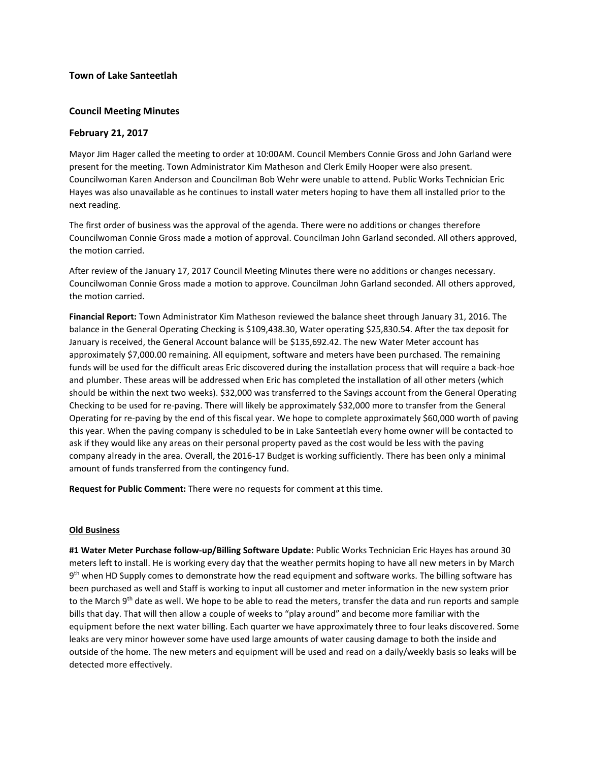## Town of Lake Santeetlah

### Council Meeting Minutes

### February 21, 2017

Mayor Jim Hager called the meeting to order at 10:00AM. Council Members Connie Gross and John Garland were present for the meeting. Town Administrator Kim Matheson and Clerk Emily Hooper were also present. Councilwoman Karen Anderson and Councilman Bob Wehr were unable to attend. Public Works Technician Eric Hayes was also unavailable as he continues to install water meters hoping to have them all installed prior to the next reading.

The first order of business was the approval of the agenda. There were no additions or changes therefore Councilwoman Connie Gross made a motion of approval. Councilman John Garland seconded. All others approved, the motion carried.

After review of the January 17, 2017 Council Meeting Minutes there were no additions or changes necessary. Councilwoman Connie Gross made a motion to approve. Councilman John Garland seconded. All others approved, the motion carried.

**Financial Report:** Town Administrator Kim Matheson reviewed the balance sheet through January 31, 2016. The balance in the General Operating Checking is $109,438.30, Water operating $25,830.54. After the tax deposit for January is received, the General Account balance will be $135,692.42. The new Water Meter account has approximately $7,000.00 remaining. All equipment, software and meters have been purchased. The remaining funds will be used for the difficult areas Eric discovered during the installation process that will require a back-hoe and plumber. These areas will be addressed when Eric has completed the installation of all other meters (which should be within the next two weeks). $32,000 was transferred to the Savings account from the General Operating Checking to be used for re-paving. There will likely be approximately $32,000 more to transfer from the General Operating for re-paving by the end of this fiscal year. We hope to complete approximately $60,000 worth of paving this year. When the paving company is scheduled to be in Lake Santeetlah every home owner will be contacted to ask if they would like any areas on their personal property paved as the cost would be less with the paving company already in the area. Overall, the 2016-17 Budget is working sufficiently. There has been only a minimal amount of funds transferred from the contingency fund.

**Request for Public Comment:** There were no requests for comment at this time.

**Old Business**

**#1 Water Meter Purchase follow-up/Billing Software Update:** Public Works Technician Eric Hayes has around 30 meters left to install. He is working every day that the weather permits hoping to have all new meters in by March 9th when HD Supply comes to demonstrate how the read equipment and software works. The billing software has been purchased as well and Staff is working to input all customer and meter information in the new system prior to the March 9th date as well. We hope to be able to read the meters, transfer the data and run reports and sample bills that day. That will then allow a couple of weeks to "play around" and become more familiar with the equipment before the next water billing. Each quarter we have approximately three to four leaks discovered. Some leaks are very minor however some have used large amounts of water causing damage to both the inside and outside of the home. The new meters and equipment will be used and read on a daily/weekly basis so leaks will be detected more effectively.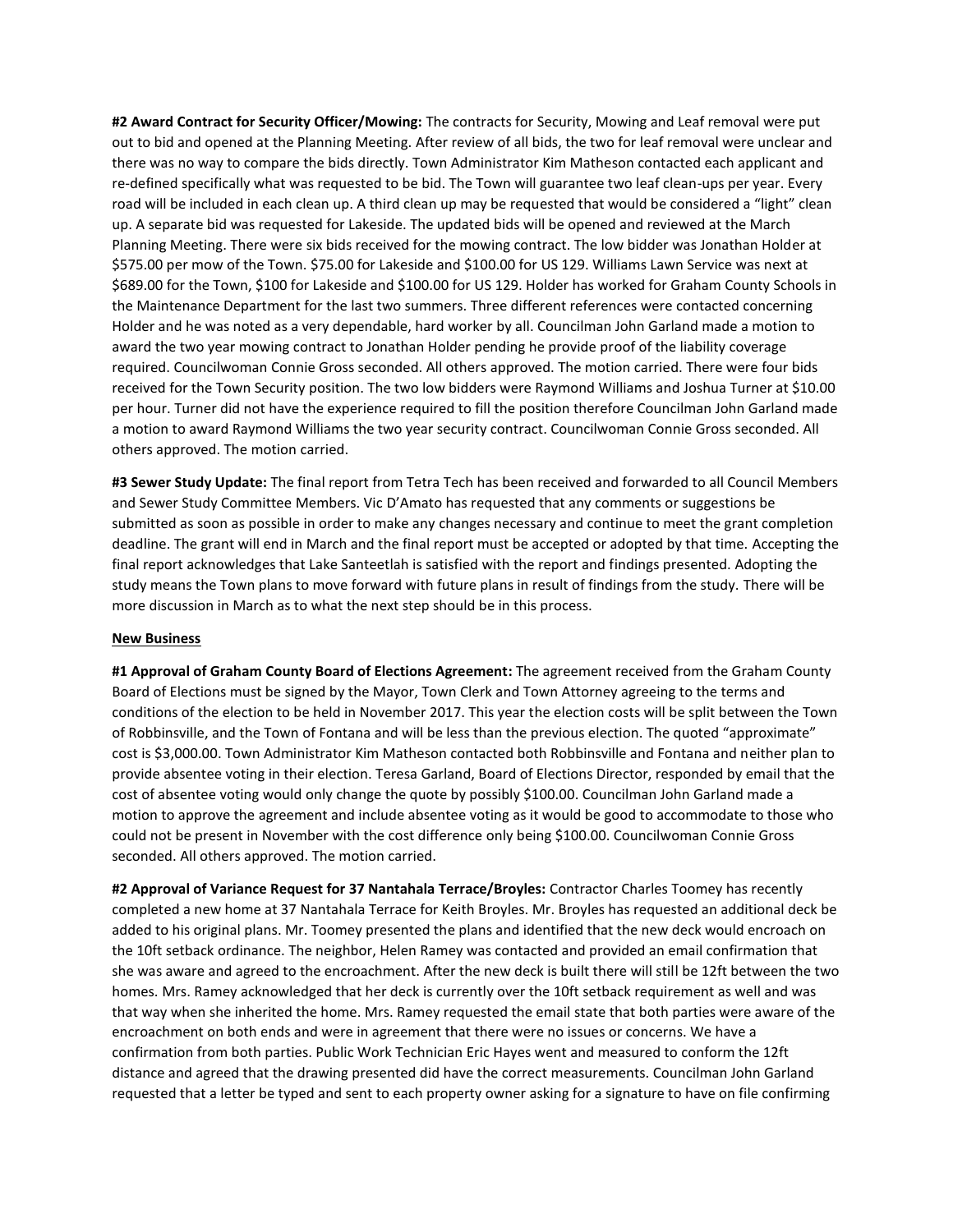**#2 Award Contract for Security Officer/Mowing:** The contracts for Security, Mowing and Leaf removal were put out to bid and opened at the Planning Meeting. After review of all bids, the two for leaf removal were unclear and there was no way to compare the bids directly. Town Administrator Kim Matheson contacted each applicant and re-defined specifically what was requested to be bid. The Town will guarantee two leaf clean-ups per year. Every road will be included in each clean up. A third clean up may be requested that would be considered a "light" clean up. A separate bid was requested for Lakeside. The updated bids will be opened and reviewed at the March Planning Meeting. There were six bids received for the mowing contract. The low bidder was Jonathan Holder at $575.00 per mow of the Town. $75.00 for Lakeside and $100.00 for US 129. Williams Lawn Service was next at $689.00 for the Town, $100 for Lakeside and $100.00 for US 129. Holder has worked for Graham County Schools in the Maintenance Department for the last two summers. Three different references were contacted concerning Holder and he was noted as a very dependable, hard worker by all. Councilman John Garland made a motion to award the two year mowing contract to Jonathan Holder pending he provide proof of the liability coverage required. Councilwoman Connie Gross seconded. All others approved. The motion carried. There were four bids received for the Town Security position. The two low bidders were Raymond Williams and Joshua Turner at $10.00 per hour. Turner did not have the experience required to fill the position therefore Councilman John Garland made a motion to award Raymond Williams the two year security contract. Councilwoman Connie Gross seconded. All others approved. The motion carried.

**#3 Sewer Study Update:** The final report from Tetra Tech has been received and forwarded to all Council Members and Sewer Study Committee Members. Vic D'Amato has requested that any comments or suggestions be submitted as soon as possible in order to make any changes necessary and continue to meet the grant completion deadline. The grant will end in March and the final report must be accepted or adopted by that time. Accepting the final report acknowledges that Lake Santeetlah is satisfied with the report and findings presented. Adopting the study means the Town plans to move forward with future plans in result of findings from the study. There will be more discussion in March as to what the next step should be in this process.

## New Business

**#1 Approval of Graham County Board of Elections Agreement:** The agreement received from the Graham County Board of Elections must be signed by the Mayor, Town Clerk and Town Attorney agreeing to the terms and conditions of the election to be held in November 2017. This year the election costs will be split between the Town of Robbinsville, and the Town of Fontana and will be less than the previous election. The quoted "approximate" cost is $3,000.00. Town Administrator Kim Matheson contacted both Robbinsville and Fontana and neither plan to provide absentee voting in their election. Teresa Garland, Board of Elections Director, responded by email that the cost of absentee voting would only change the quote by possibly $100.00. Councilman John Garland made a motion to approve the agreement and include absentee voting as it would be good to accommodate to those who could not be present in November with the cost difference only being $100.00. Councilwoman Connie Gross seconded. All others approved. The motion carried.

**#2 Approval of Variance Request for 37 Nantahala Terrace/Broyles:** Contractor Charles Toomey has recently completed a new home at 37 Nantahala Terrace for Keith Broyles. Mr. Broyles has requested an additional deck be added to his original plans. Mr. Toomey presented the plans and identified that the new deck would encroach on the 10ft setback ordinance. The neighbor, Helen Ramey was contacted and provided an email confirmation that she was aware and agreed to the encroachment. After the new deck is built there will still be 12ft between the two homes. Mrs. Ramey acknowledged that her deck is currently over the 10ft setback requirement as well and was that way when she inherited the home. Mrs. Ramey requested the email state that both parties were aware of the encroachment on both ends and were in agreement that there were no issues or concerns. We have a confirmation from both parties. Public Work Technician Eric Hayes went and measured to conform the 12ft distance and agreed that the drawing presented did have the correct measurements. Councilman John Garland requested that a letter be typed and sent to each property owner asking for a signature to have on file confirming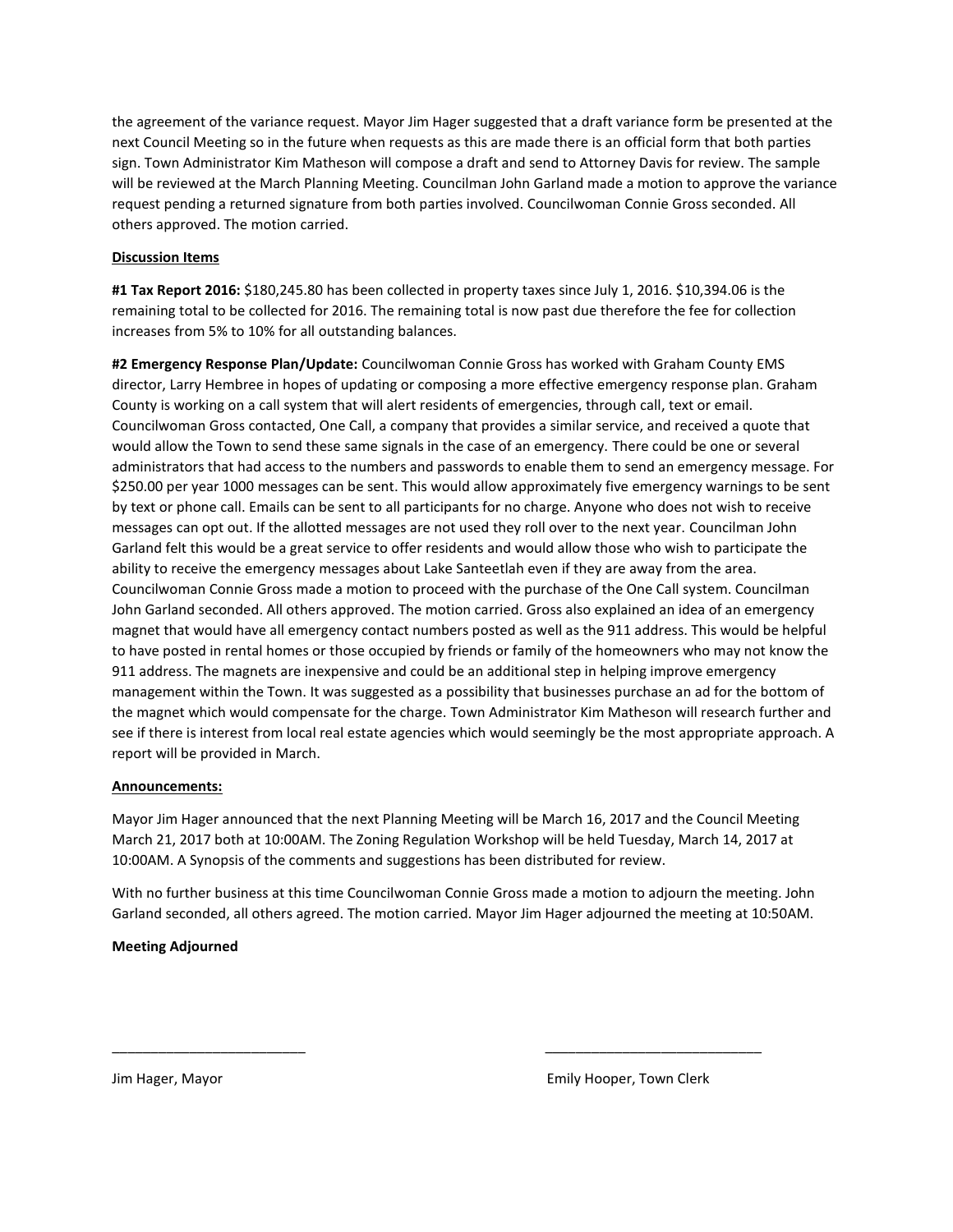the agreement of the variance request. Mayor Jim Hager suggested that a draft variance form be presented at the next Council Meeting so in the future when requests as this are made there is an official form that both parties sign. Town Administrator Kim Matheson will compose a draft and send to Attorney Davis for review. The sample will be reviewed at the March Planning Meeting. Councilman John Garland made a motion to approve the variance request pending a returned signature from both parties involved. Councilwoman Connie Gross seconded. All others approved. The motion carried.

**Discussion Items**

**#1 Tax Report 2016:** $180,245.80 has been collected in property taxes since July 1, 2016. $10,394.06 is the remaining total to be collected for 2016. The remaining total is now past due therefore the fee for collection increases from 5% to 10% for all outstanding balances.

**#2 Emergency Response Plan/Update:** Councilwoman Connie Gross has worked with Graham County EMS director, Larry Hembree in hopes of updating or composing a more effective emergency response plan. Graham County is working on a call system that will alert residents of emergencies, through call, text or email. Councilwoman Gross contacted, One Call, a company that provides a similar service, and received a quote that would allow the Town to send these same signals in the case of an emergency. There could be one or several administrators that had access to the numbers and passwords to enable them to send an emergency message. For $250.00 per year 1000 messages can be sent. This would allow approximately five emergency warnings to be sent by text or phone call. Emails can be sent to all participants for no charge. Anyone who does not wish to receive messages can opt out. If the allotted messages are not used they roll over to the next year. Councilman John Garland felt this would be a great service to offer residents and would allow those who wish to participate the ability to receive the emergency messages about Lake Santeetlah even if they are away from the area. Councilwoman Connie Gross made a motion to proceed with the purchase of the One Call system. Councilman John Garland seconded. All others approved. The motion carried. Gross also explained an idea of an emergency magnet that would have all emergency contact numbers posted as well as the 911 address. This would be helpful to have posted in rental homes or those occupied by friends or family of the homeowners who may not know the 911 address. The magnets are inexpensive and could be an additional step in helping improve emergency management within the Town. It was suggested as a possibility that businesses purchase an ad for the bottom of the magnet which would compensate for the charge. Town Administrator Kim Matheson will research further and see if there is interest from local real estate agencies which would seemingly be the most appropriate approach. A report will be provided in March.

**Announcements:**

Mayor Jim Hager announced that the next Planning Meeting will be March 16, 2017 and the Council Meeting March 21, 2017 both at 10:00AM. The Zoning Regulation Workshop will be held Tuesday, March 14, 2017 at 10:00AM. A Synopsis of the comments and suggestions has been distributed for review.

With no further business at this time Councilwoman Connie Gross made a motion to adjourn the meeting. John Garland seconded, all others agreed. The motion carried. Mayor Jim Hager adjourned the meeting at 10:50AM.

**Meeting Adjourned**

_________________________ _____________________________

Jim Hager, Mayor Emily Hooper, Town Clerk